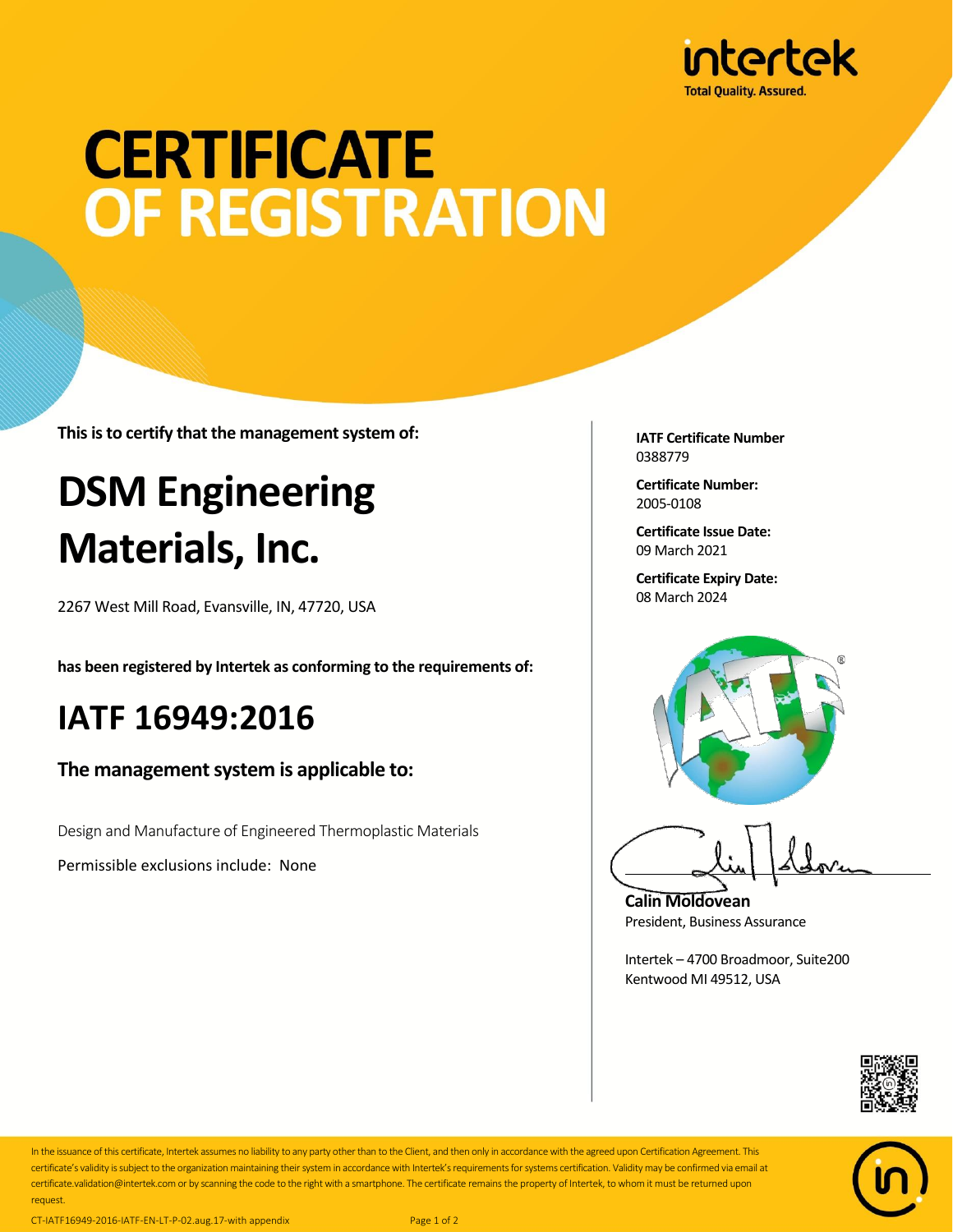intertek
Total Quality. Assured.

# CERTIFICATE OF REGISTRATION

**This is to certify that the management system of:**

## DSM Engineering Materials, Inc.

2267 West Mill Road, Evansville, IN, 47720, USA

**has been registered by Intertek as conforming to the requirements of:**

## IATF 16949:2016

### The management system is applicable to:

Design and Manufacture of Engineered Thermoplastic Materials

Permissible exclusions include: None

**IATF Certificate Number**
0388779

**Certificate Number:**
2005-0108

**Certificate Issue Date:**
09 March 2021

**Certificate Expiry Date:**
08 March 2024

**Calin Moldovean**
President, Business Assurance

Intertek – 4700 Broadmoor, Suite200
Kentwood MI 49512, USA

In the issuance of this certificate, Intertek assumes no liability to any party other than to the Client, and then only in accordance with the agreed upon Certification Agreement. This certificate's validity is subject to the organization maintaining their system in accordance with Intertek's requirements for systems certification. Validity may be confirmed via email at certificate.validation@intertek.com or by scanning the code to the right with a smartphone. The certificate remains the property of Intertek, to whom it must be returned upon request.

CT-IATF16949-2016-IATF-EN-LT-P-02.aug.17-with appendix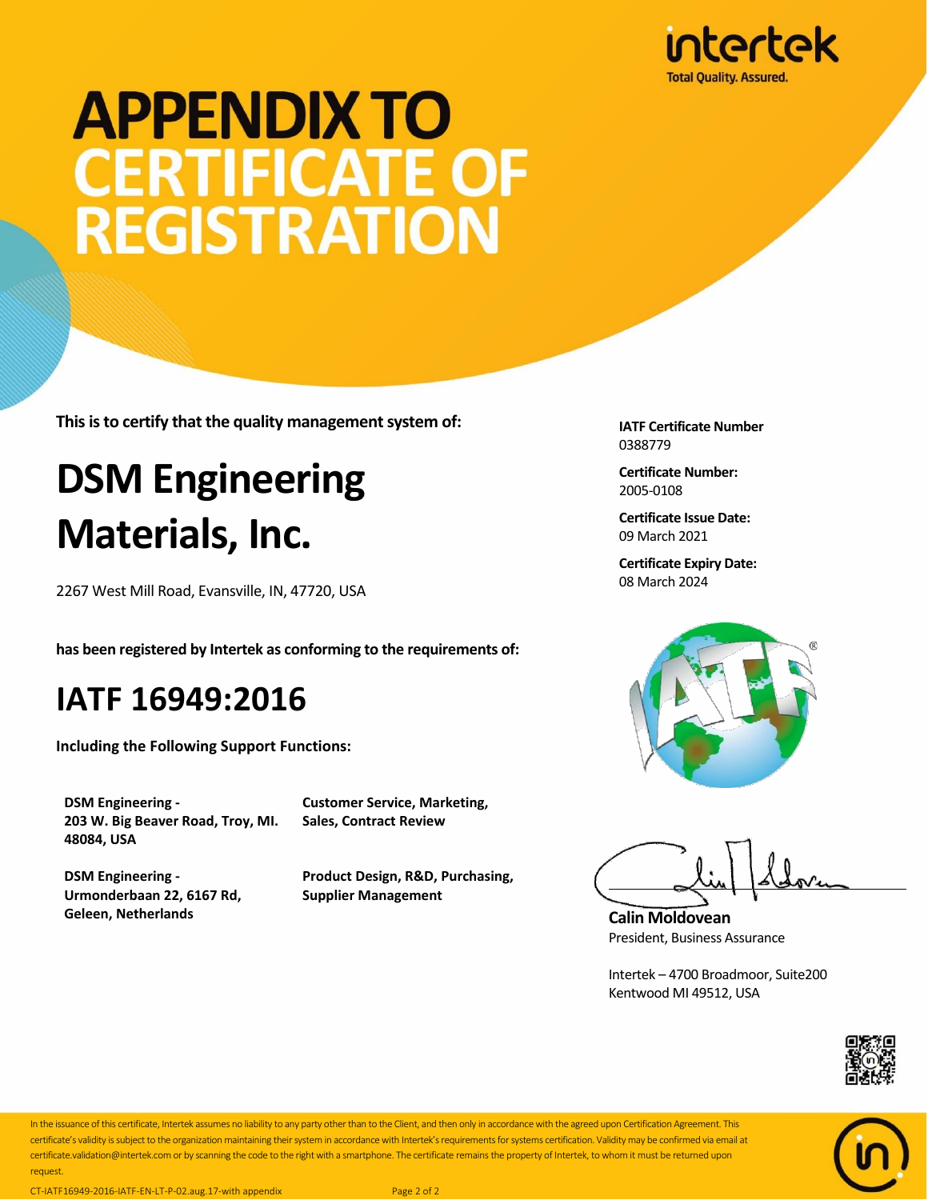intertek
Total Quality. Assured.

# APPENDIX TO CERTIFICATE OF REGISTRATION

**This is to certify that the quality management system of:**

## DSM Engineering Materials, Inc.

2267 West Mill Road, Evansville, IN, 47720, USA

**has been registered by Intertek as conforming to the requirements of:**

## IATF 16949:2016

**Including the Following Support Functions:**

| | |
|---|---|
| **DSM Engineering - 203 W. Big Beaver Road, Troy, MI. 48084, USA** | **Customer Service, Marketing, Sales, Contract Review** |
| **DSM Engineering - Urmonderbaan 22, 6167 Rd, Geleen, Netherlands** | **Product Design, R&D, Purchasing, Supplier Management** |

**IATF Certificate Number**
0388779

**Certificate Number:**
2005-0108

**Certificate Issue Date:**
09 March 2021

**Certificate Expiry Date:**
08 March 2024

**Calin Moldovean**
President, Business Assurance

Intertek – 4700 Broadmoor, Suite200
Kentwood MI 49512, USA

In the issuance of this certificate, Intertek assumes no liability to any party other than to the Client, and then only in accordance with the agreed upon Certification Agreement. This certificate's validity is subject to the organization maintaining their system in accordance with Intertek's requirements for systems certification. Validity may be confirmed via email at certificate.validation@intertek.com or by scanning the code to the right with a smartphone. The certificate remains the property of Intertek, to whom it must be returned upon request.

CT-IATF16949-2016-IATF-EN-LT-P-02.aug.17-with appendix